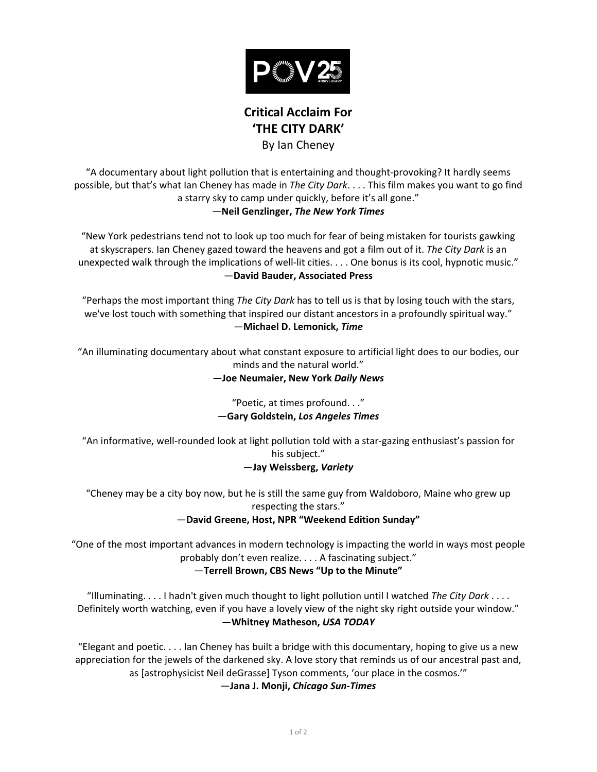# Critical Acclaim For
# 'THE CITY DARK'
By Ian Cheney

"A documentary about light pollution that is entertaining and thought-provoking? It hardly seems possible, but that's what Ian Cheney has made in *The City Dark*. . . . This film makes you want to go find a starry sky to camp under quickly, before it's all gone."
—**Neil Genzlinger, *The New York Times***

"New York pedestrians tend not to look up too much for fear of being mistaken for tourists gawking at skyscrapers. Ian Cheney gazed toward the heavens and got a film out of it. *The City Dark* is an unexpected walk through the implications of well-lit cities. . . . One bonus is its cool, hypnotic music."
—**David Bauder, Associated Press**

"Perhaps the most important thing *The City Dark* has to tell us is that by losing touch with the stars, we've lost touch with something that inspired our distant ancestors in a profoundly spiritual way."
—**Michael D. Lemonick, *Time***

"An illuminating documentary about what constant exposure to artificial light does to our bodies, our minds and the natural world."
—**Joe Neumaier, New York *Daily News***

"Poetic, at times profound. . ."
—**Gary Goldstein, *Los Angeles Times***

"An informative, well-rounded look at light pollution told with a star-gazing enthusiast's passion for his subject."
—**Jay Weissberg, *Variety***

"Cheney may be a city boy now, but he is still the same guy from Waldoboro, Maine who grew up respecting the stars."
—**David Greene, Host, NPR "Weekend Edition Sunday"**

"One of the most important advances in modern technology is impacting the world in ways most people probably don't even realize. . . . A fascinating subject."
—**Terrell Brown, CBS News "Up to the Minute"**

"Illuminating. . . . I hadn't given much thought to light pollution until I watched *The City Dark* . . . . Definitely worth watching, even if you have a lovely view of the night sky right outside your window."
—**Whitney Matheson, *USA TODAY***

"Elegant and poetic. . . . Ian Cheney has built a bridge with this documentary, hoping to give us a new appreciation for the jewels of the darkened sky. A love story that reminds us of our ancestral past and, as [astrophysicist Neil deGrasse] Tyson comments, 'our place in the cosmos.'"
—**Jana J. Monji, *Chicago Sun-Times***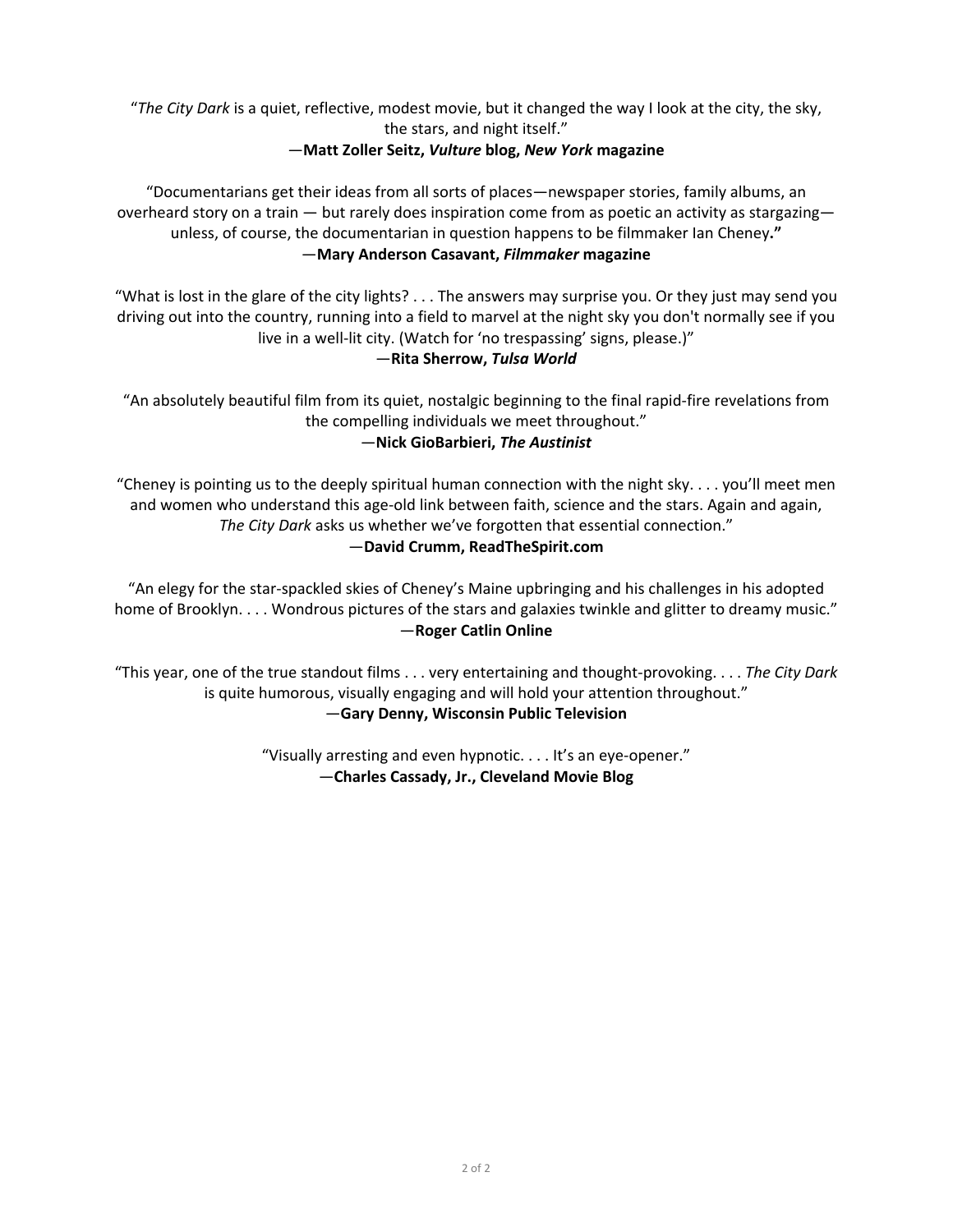"*The City Dark* is a quiet, reflective, modest movie, but it changed the way I look at the city, the sky, the stars, and night itself."
—**Matt Zoller Seitz, *Vulture* blog, *New York* magazine**

"Documentarians get their ideas from all sorts of places—newspaper stories, family albums, an overheard story on a train — but rarely does inspiration come from as poetic an activity as stargazing—unless, of course, the documentarian in question happens to be filmmaker Ian Cheney**."**
—**Mary Anderson Casavant, *Filmmaker* magazine**

"What is lost in the glare of the city lights? . . . The answers may surprise you. Or they just may send you driving out into the country, running into a field to marvel at the night sky you don't normally see if you live in a well-lit city. (Watch for 'no trespassing' signs, please.)"
—**Rita Sherrow, *Tulsa World***

"An absolutely beautiful film from its quiet, nostalgic beginning to the final rapid-fire revelations from the compelling individuals we meet throughout."
—**Nick GioBarbieri, *The Austinist***

"Cheney is pointing us to the deeply spiritual human connection with the night sky. . . . you'll meet men and women who understand this age-old link between faith, science and the stars. Again and again, *The City Dark* asks us whether we've forgotten that essential connection."
—**David Crumm, ReadTheSpirit.com**

"An elegy for the star-spackled skies of Cheney's Maine upbringing and his challenges in his adopted home of Brooklyn. . . . Wondrous pictures of the stars and galaxies twinkle and glitter to dreamy music."
—**Roger Catlin Online**

"This year, one of the true standout films . . . very entertaining and thought-provoking. . . . *The City Dark* is quite humorous, visually engaging and will hold your attention throughout."
—**Gary Denny, Wisconsin Public Television**

"Visually arresting and even hypnotic. . . . It's an eye-opener."
—**Charles Cassady, Jr., Cleveland Movie Blog**